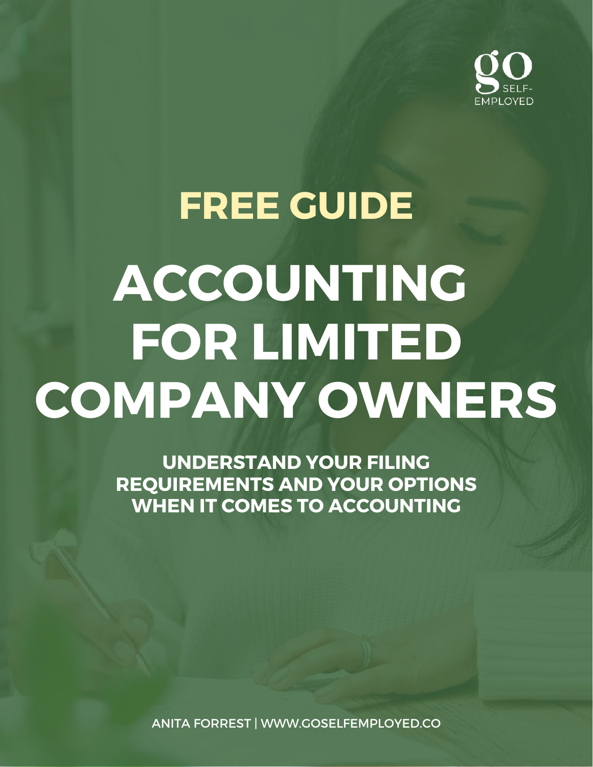go SELF-EMPLOYED

FREE GUIDE

# ACCOUNTING FOR LIMITED COMPANY OWNERS

**UNDERSTAND YOUR FILING REQUIREMENTS AND YOUR OPTIONS WHEN IT COMES TO ACCOUNTING**

ANITA FORREST | WWW.GOSELFEMPLOYED.CO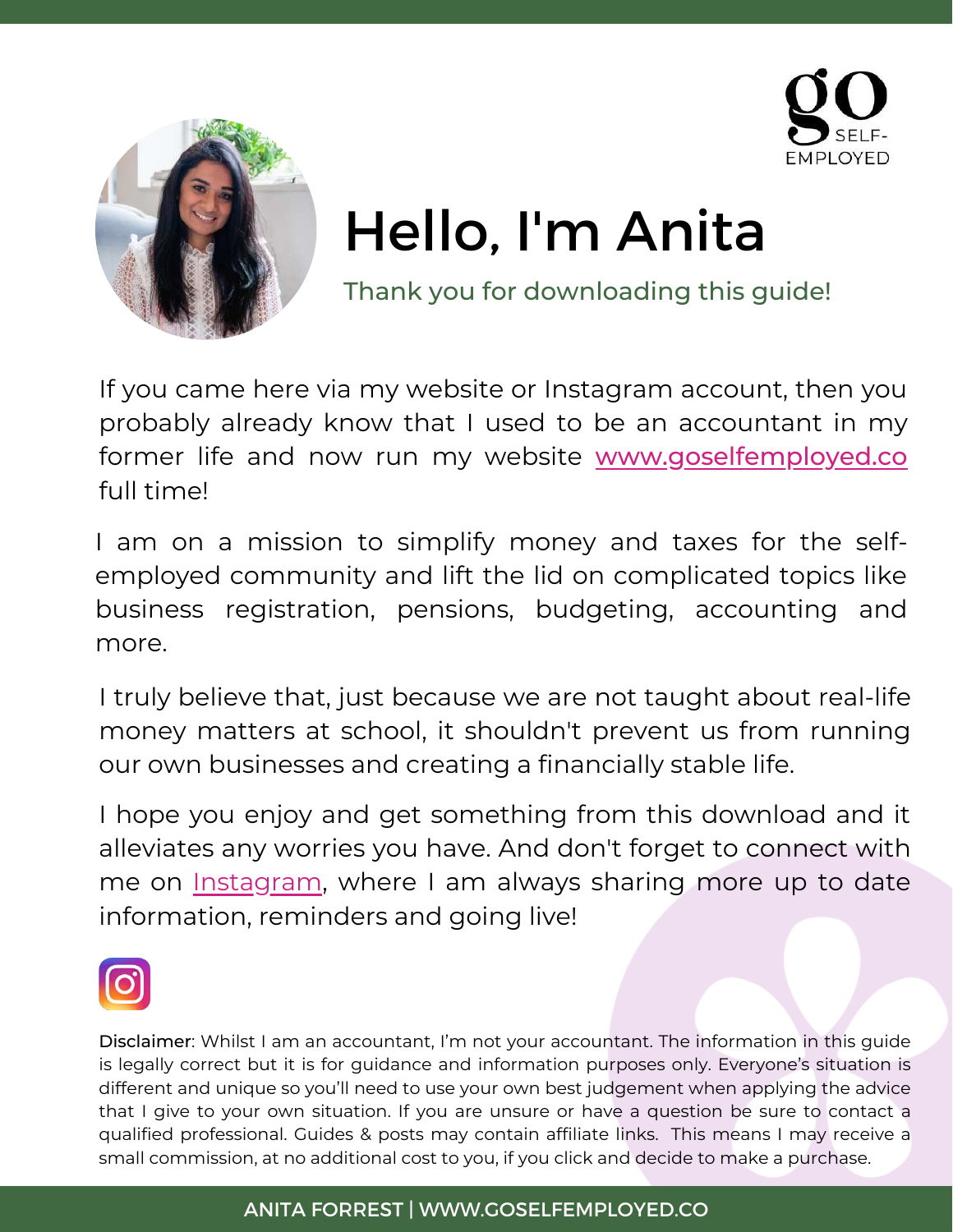# Hello, I'm Anita

Thank you for downloading this guide!

If you came here via my website or Instagram account, then you probably already know that I used to be an accountant in my former life and now run my website www.goselfemployed.co full time!

I am on a mission to simplify money and taxes for the self-employed community and lift the lid on complicated topics like business registration, pensions, budgeting, accounting and more.

I truly believe that, just because we are not taught about real-life money matters at school, it shouldn't prevent us from running our own businesses and creating a financially stable life.

I hope you enjoy and get something from this download and it alleviates any worries you have. And don't forget to connect with me on Instagram, where I am always sharing more up to date information, reminders and going live!

**Disclaimer**: Whilst I am an accountant, I'm not your accountant. The information in this guide is legally correct but it is for guidance and information purposes only. Everyone's situation is different and unique so you'll need to use your own best judgement when applying the advice that I give to your own situation. If you are unsure or have a question be sure to contact a qualified professional. Guides & posts may contain affiliate links. This means I may receive a small commission, at no additional cost to you, if you click and decide to make a purchase.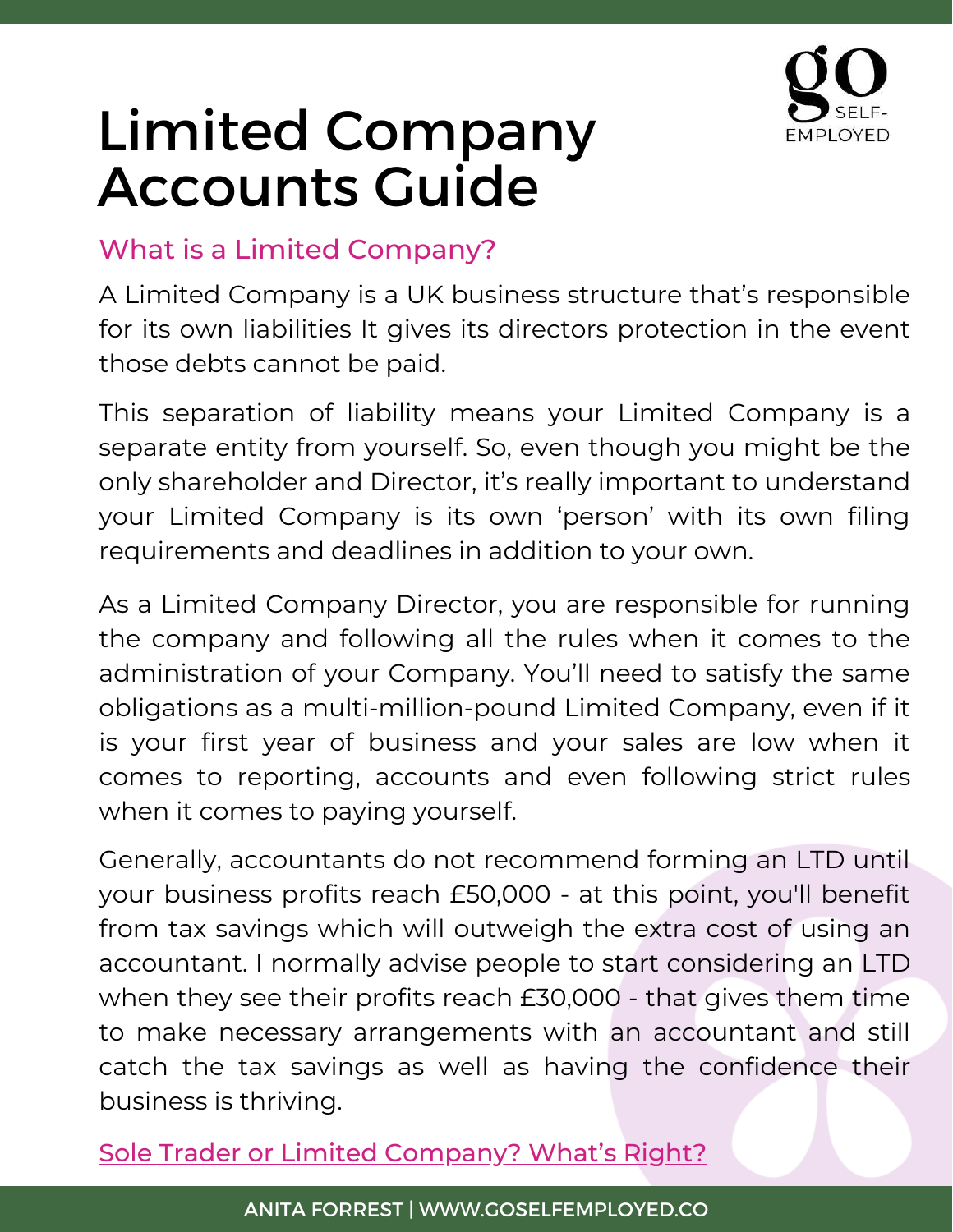# Limited Company Accounts Guide

## What is a Limited Company?

A Limited Company is a UK business structure that's responsible for its own liabilities It gives its directors protection in the event those debts cannot be paid.

This separation of liability means your Limited Company is a separate entity from yourself. So, even though you might be the only shareholder and Director, it's really important to understand your Limited Company is its own 'person' with its own filing requirements and deadlines in addition to your own.

As a Limited Company Director, you are responsible for running the company and following all the rules when it comes to the administration of your Company. You'll need to satisfy the same obligations as a multi-million-pound Limited Company, even if it is your first year of business and your sales are low when it comes to reporting, accounts and even following strict rules when it comes to paying yourself.

Generally, accountants do not recommend forming an LTD until your business profits reach £50,000 - at this point, you'll benefit from tax savings which will outweigh the extra cost of using an accountant. I normally advise people to start considering an LTD when they see their profits reach £30,000 - that gives them time to make necessary arrangements with an accountant and still catch the tax savings as well as having the confidence their business is thriving.

Sole Trader or Limited Company? What's Right?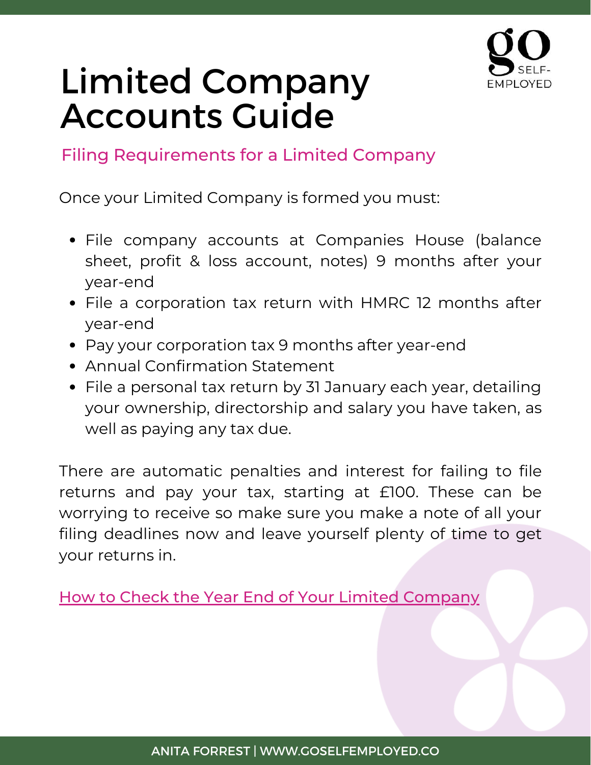# Limited Company Accounts Guide

## Filing Requirements for a Limited Company

Once your Limited Company is formed you must:

- File company accounts at Companies House (balance sheet, profit & loss account, notes) 9 months after your year-end
- File a corporation tax return with HMRC 12 months after year-end
- Pay your corporation tax 9 months after year-end
- Annual Confirmation Statement
- File a personal tax return by 31 January each year, detailing your ownership, directorship and salary you have taken, as well as paying any tax due.

There are automatic penalties and interest for failing to file returns and pay your tax, starting at £100. These can be worrying to receive so make sure you make a note of all your filing deadlines now and leave yourself plenty of time to get your returns in.

How to Check the Year End of Your Limited Company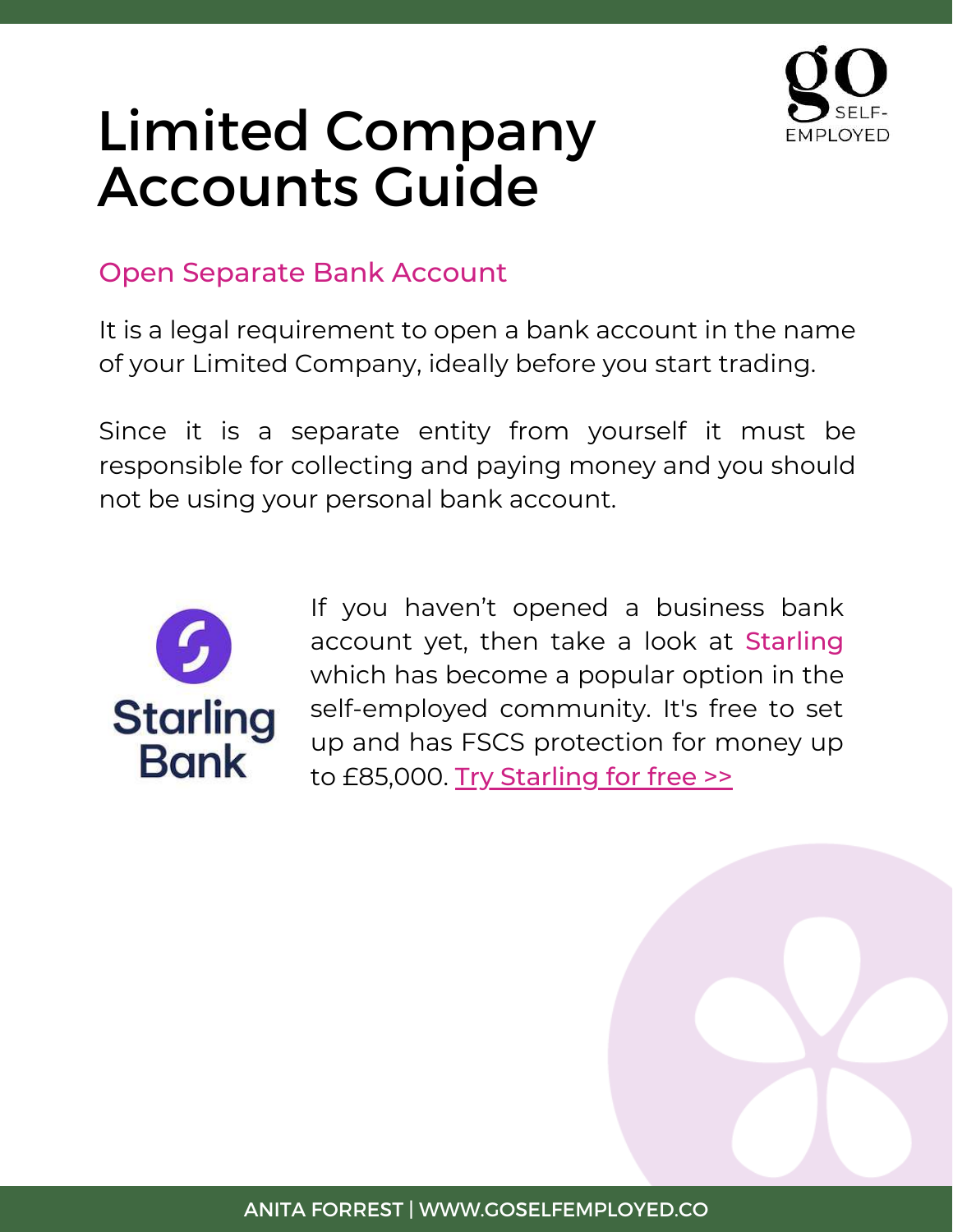# Limited Company Accounts Guide

## Open Separate Bank Account

It is a legal requirement to open a bank account in the name of your Limited Company, ideally before you start trading.

Since it is a separate entity from yourself it must be responsible for collecting and paying money and you should not be using your personal bank account.

If you haven't opened a business bank account yet, then take a look at Starling which has become a popular option in the self-employed community. It's free to set up and has FSCS protection for money up to £85,000. Try Starling for free >>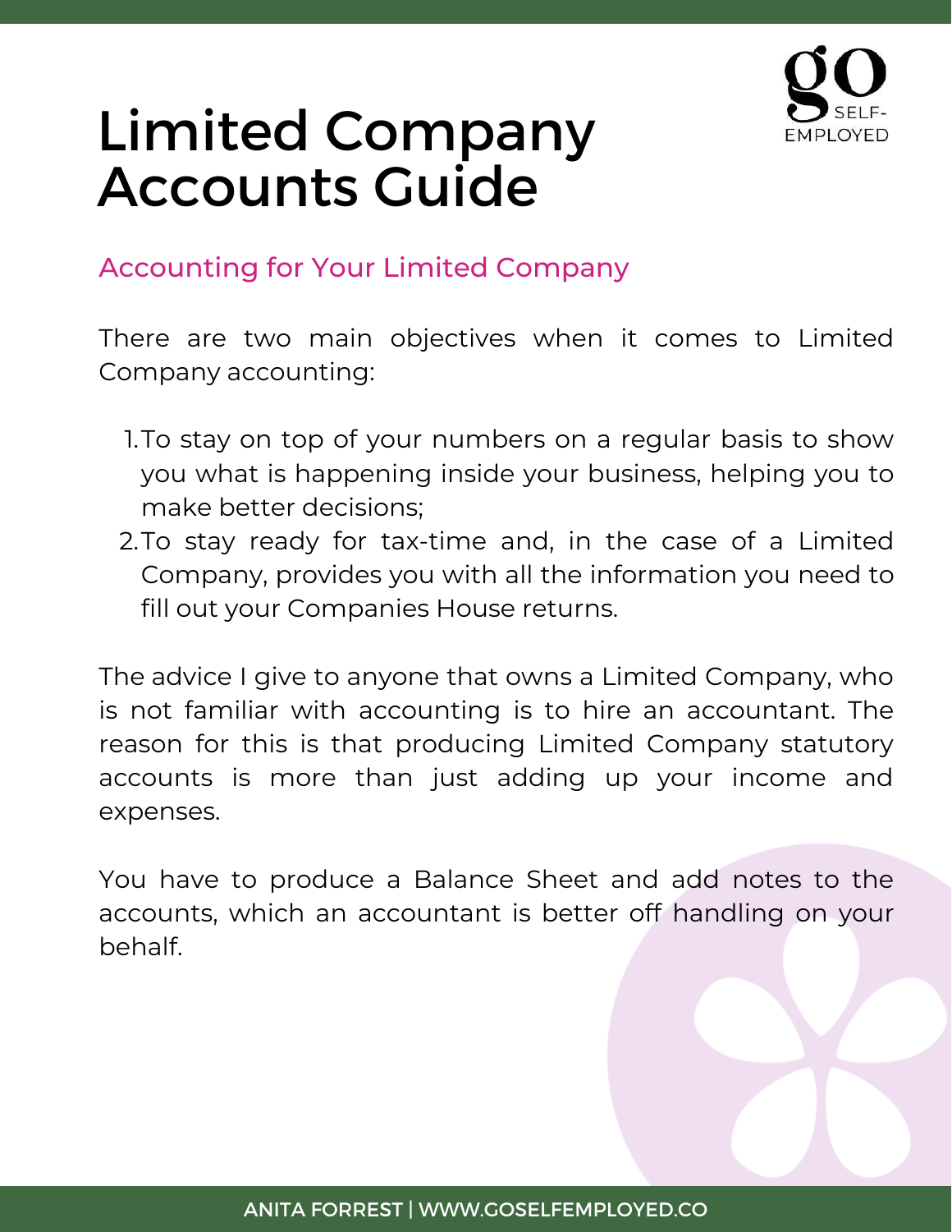# Limited Company Accounts Guide

## Accounting for Your Limited Company

There are two main objectives when it comes to Limited Company accounting:

1. To stay on top of your numbers on a regular basis to show you what is happening inside your business, helping you to make better decisions;
2. To stay ready for tax-time and, in the case of a Limited Company, provides you with all the information you need to fill out your Companies House returns.

The advice I give to anyone that owns a Limited Company, who is not familiar with accounting is to hire an accountant. The reason for this is that producing Limited Company statutory accounts is more than just adding up your income and expenses.

You have to produce a Balance Sheet and add notes to the accounts, which an accountant is better off handling on your behalf.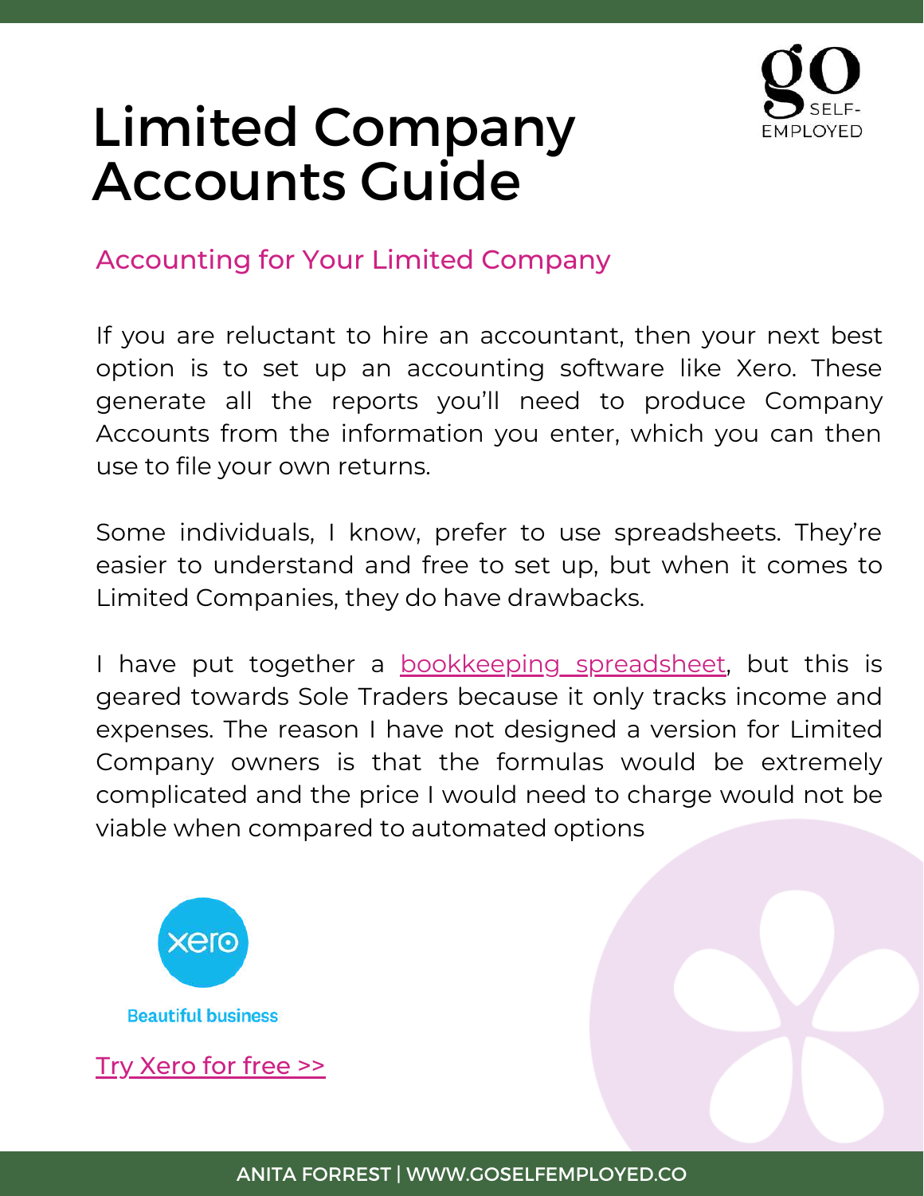# Limited Company Accounts Guide

## Accounting for Your Limited Company

If you are reluctant to hire an accountant, then your next best option is to set up an accounting software like Xero. These generate all the reports you'll need to produce Company Accounts from the information you enter, which you can then use to file your own returns.

Some individuals, I know, prefer to use spreadsheets. They're easier to understand and free to set up, but when it comes to Limited Companies, they do have drawbacks.

I have put together a bookkeeping spreadsheet, but this is geared towards Sole Traders because it only tracks income and expenses. The reason I have not designed a version for Limited Company owners is that the formulas would be extremely complicated and the price I would need to charge would not be viable when compared to automated options

Beautiful business

Try Xero for free >>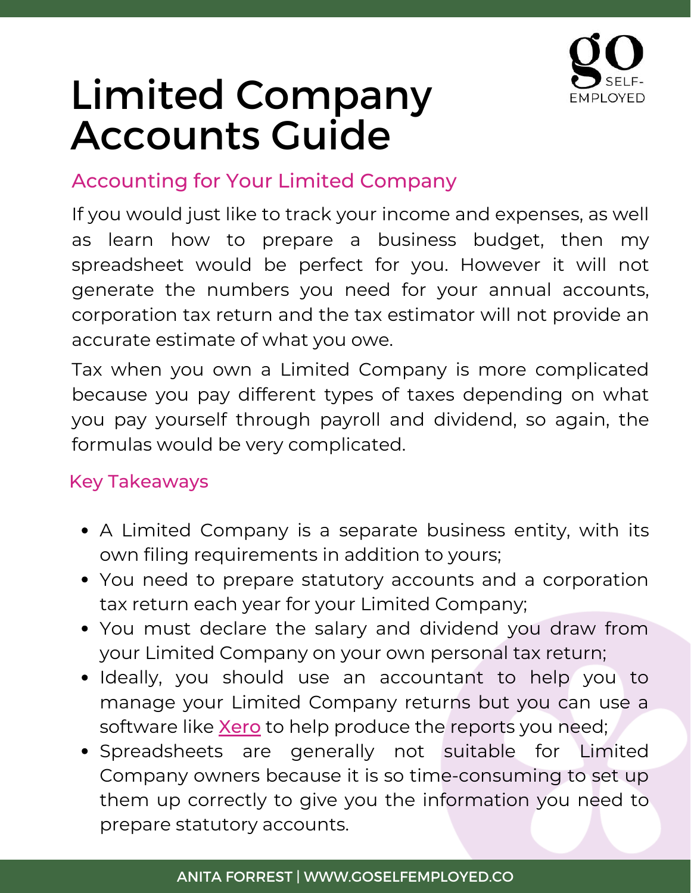# Limited Company Accounts Guide

## Accounting for Your Limited Company

If you would just like to track your income and expenses, as well as learn how to prepare a business budget, then my spreadsheet would be perfect for you. However it will not generate the numbers you need for your annual accounts, corporation tax return and the tax estimator will not provide an accurate estimate of what you owe.

Tax when you own a Limited Company is more complicated because you pay different types of taxes depending on what you pay yourself through payroll and dividend, so again, the formulas would be very complicated.

### Key Takeaways

- A Limited Company is a separate business entity, with its own filing requirements in addition to yours;
- You need to prepare statutory accounts and a corporation tax return each year for your Limited Company;
- You must declare the salary and dividend you draw from your Limited Company on your own personal tax return;
- Ideally, you should use an accountant to help you to manage your Limited Company returns but you can use a software like Xero to help produce the reports you need;
- Spreadsheets are generally not suitable for Limited Company owners because it is so time-consuming to set up them up correctly to give you the information you need to prepare statutory accounts.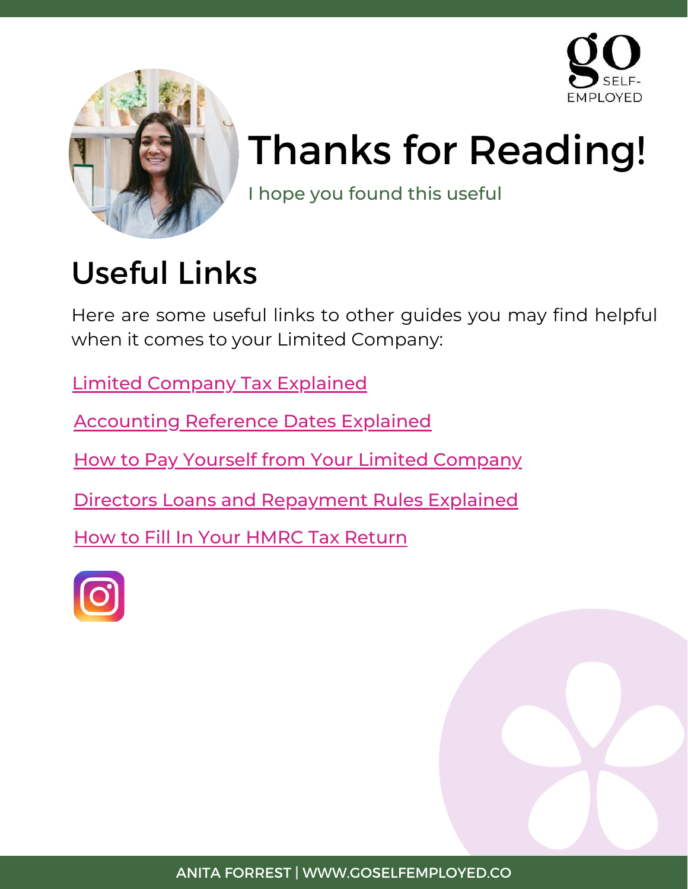# Thanks for Reading!

I hope you found this useful

## Useful Links

Here are some useful links to other guides you may find helpful when it comes to your Limited Company:

Limited Company Tax Explained

Accounting Reference Dates Explained

How to Pay Yourself from Your Limited Company

Directors Loans and Repayment Rules Explained

How to Fill In Your HMRC Tax Return

ANITA FORREST | WWW.GOSELFEMPLOYED.CO